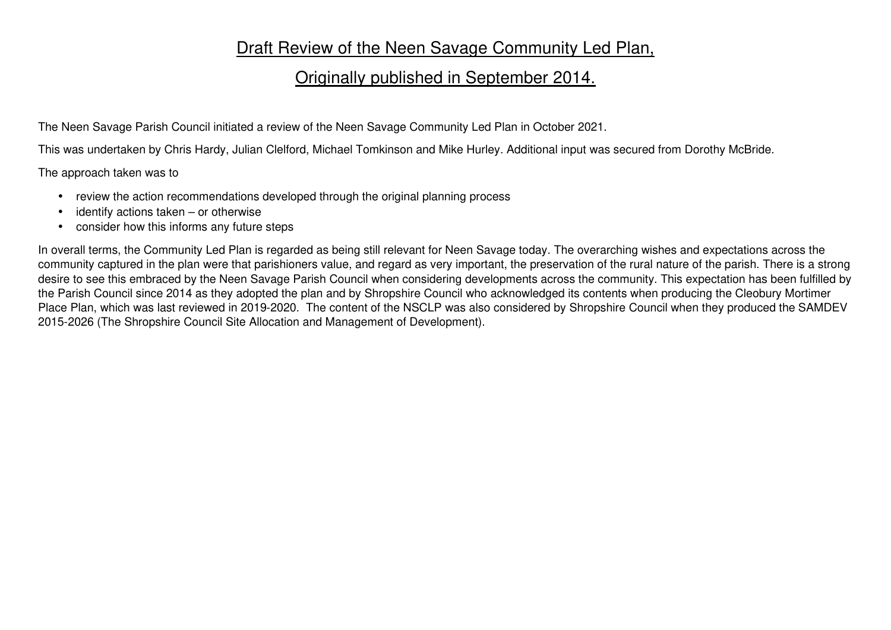# Draft Review of the Neen Savage Community Led Plan,

# Originally published in September 2014.

The Neen Savage Parish Council initiated a review of the Neen Savage Community Led Plan in October 2021.

This was undertaken by Chris Hardy, Julian Clelford, Michael Tomkinson and Mike Hurley. Additional input was secured from Dorothy McBride.

The approach taken was to

- review the action recommendations developed through the original planning process
- identify actions taken – or otherwise
- consider how this informs any future steps

In overall terms, the Community Led Plan is regarded as being still relevant for Neen Savage today. The overarching wishes and expectations across the community captured in the plan were that parishioners value, and regard as very important, the preservation of the rural nature of the parish. There is a strong desire to see this embraced by the Neen Savage Parish Council when considering developments across the community. This expectation has been fulfilled by the Parish Council since 2014 as they adopted the plan and by Shropshire Council who acknowledged its contents when producing the Cleobury Mortimer Place Plan, which was last reviewed in 2019-2020. The content of the NSCLP was also considered by Shropshire Council when they produced the SAMDEV 2015-2026 (The Shropshire Council Site Allocation and Management of Development).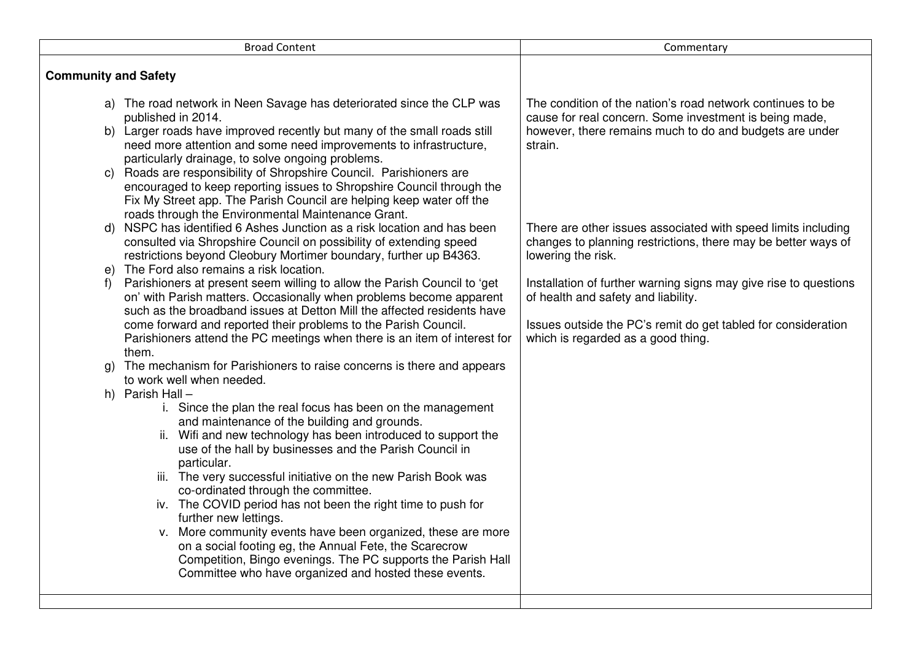| Broad Content | Commentary |
|---|---|
| **Community and Safety** | |
| a) The road network in Neen Savage has deteriorated since the CLP was published in 2014.<br>b) Larger roads have improved recently but many of the small roads still need more attention and some need improvements to infrastructure, particularly drainage, to solve ongoing problems.<br>c) Roads are responsibility of Shropshire Council. Parishioners are encouraged to keep reporting issues to Shropshire Council through the Fix My Street app. The Parish Council are helping keep water off the roads through the Environmental Maintenance Grant. | The condition of the nation's road network continues to be cause for real concern. Some investment is being made, however, there remains much to do and budgets are under strain. |
| d) NSPC has identified 6 Ashes Junction as a risk location and has been consulted via Shropshire Council on possibility of extending speed restrictions beyond Cleobury Mortimer boundary, further up B4363.<br>e) The Ford also remains a risk location. | There are other issues associated with speed limits including changes to planning restrictions, there may be better ways of lowering the risk.<br><br>Installation of further warning signs may give rise to questions of health and safety and liability. |
| f) Parishioners at present seem willing to allow the Parish Council to 'get on' with Parish matters. Occasionally when problems become apparent such as the broadband issues at Detton Mill the affected residents have come forward and reported their problems to the Parish Council. Parishioners attend the PC meetings when there is an item of interest for them.<br>g) The mechanism for Parishioners to raise concerns is there and appears to work well when needed. | Issues outside the PC's remit do get tabled for consideration which is regarded as a good thing. |
| h) Parish Hall –<br>i. Since the plan the real focus has been on the management and maintenance of the building and grounds.<br>ii. Wifi and new technology has been introduced to support the use of the hall by businesses and the Parish Council in particular.<br>iii. The very successful initiative on the new Parish Book was co-ordinated through the committee.<br>iv. The COVID period has not been the right time to push for further new lettings.<br>v. More community events have been organized, these are more on a social footing eg, the Annual Fete, the Scarecrow Competition, Bingo evenings. The PC supports the Parish Hall Committee who have organized and hosted these events. | |
| | |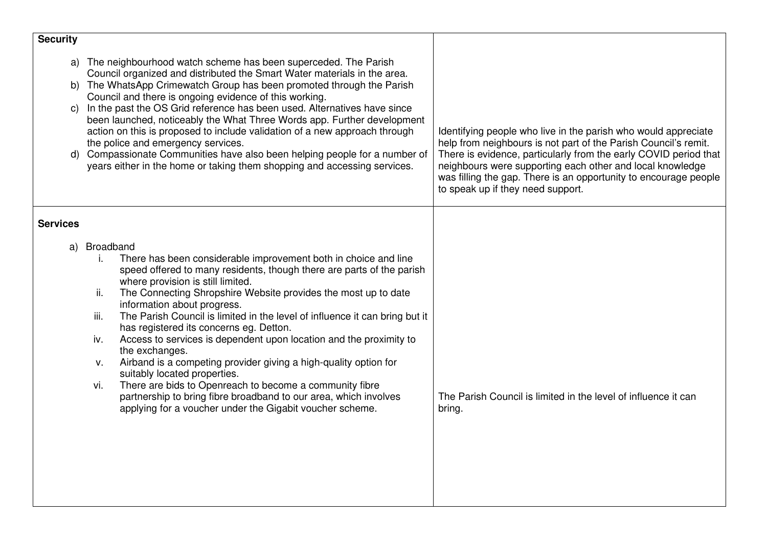| | |
|---|---|
| **Security**<br><br>a) The neighbourhood watch scheme has been superceded. The Parish Council organized and distributed the Smart Water materials in the area.<br>b) The WhatsApp Crimewatch Group has been promoted through the Parish Council and there is ongoing evidence of this working.<br>c) In the past the OS Grid reference has been used. Alternatives have since been launched, noticeably the What Three Words app. Further development action on this is proposed to include validation of a new approach through the police and emergency services.<br>d) Compassionate Communities have also been helping people for a number of years either in the home or taking them shopping and accessing services. | Identifying people who live in the parish who would appreciate help from neighbours is not part of the Parish Council's remit. There is evidence, particularly from the early COVID period that neighbours were supporting each other and local knowledge was filling the gap. There is an opportunity to encourage people to speak up if they need support. |
| **Services**<br><br>a) Broadband<br>i. There has been considerable improvement both in choice and line speed offered to many residents, though there are parts of the parish where provision is still limited.<br>ii. The Connecting Shropshire Website provides the most up to date information about progress.<br>iii. The Parish Council is limited in the level of influence it can bring but it has registered its concerns eg. Detton.<br>iv. Access to services is dependent upon location and the proximity to the exchanges.<br>v. Airband is a competing provider giving a high-quality option for suitably located properties.<br>vi. There are bids to Openreach to become a community fibre partnership to bring fibre broadband to our area, which involves applying for a voucher under the Gigabit voucher scheme. | The Parish Council is limited in the level of influence it can bring. |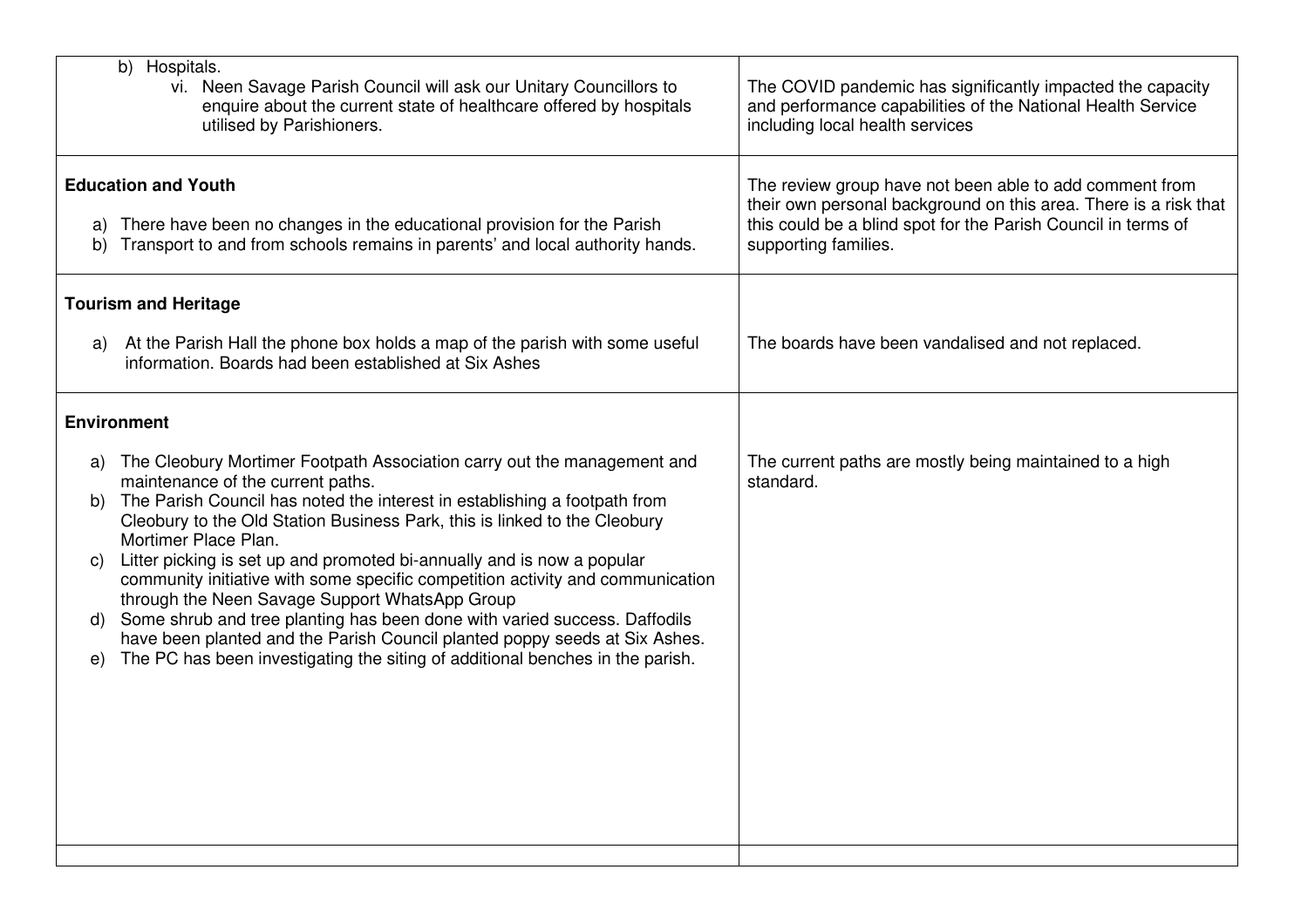| | |
|---|---|
| b) Hospitals.<br>vi. Neen Savage Parish Council will ask our Unitary Councillors to enquire about the current state of healthcare offered by hospitals utilised by Parishioners. | The COVID pandemic has significantly impacted the capacity and performance capabilities of the National Health Service including local health services |
| **Education and Youth**<br><br>a) There have been no changes in the educational provision for the Parish<br>b) Transport to and from schools remains in parents' and local authority hands. | The review group have not been able to add comment from their own personal background on this area. There is a risk that this could be a blind spot for the Parish Council in terms of supporting families. |
| **Tourism and Heritage**<br><br>a) At the Parish Hall the phone box holds a map of the parish with some useful information. Boards had been established at Six Ashes | The boards have been vandalised and not replaced. |
| **Environment**<br><br>a) The Cleobury Mortimer Footpath Association carry out the management and maintenance of the current paths.<br>b) The Parish Council has noted the interest in establishing a footpath from Cleobury to the Old Station Business Park, this is linked to the Cleobury Mortimer Place Plan.<br>c) Litter picking is set up and promoted bi-annually and is now a popular community initiative with some specific competition activity and communication through the Neen Savage Support WhatsApp Group<br>d) Some shrub and tree planting has been done with varied success. Daffodils have been planted and the Parish Council planted poppy seeds at Six Ashes.<br>e) The PC has been investigating the siting of additional benches in the parish. | The current paths are mostly being maintained to a high standard. |
| | |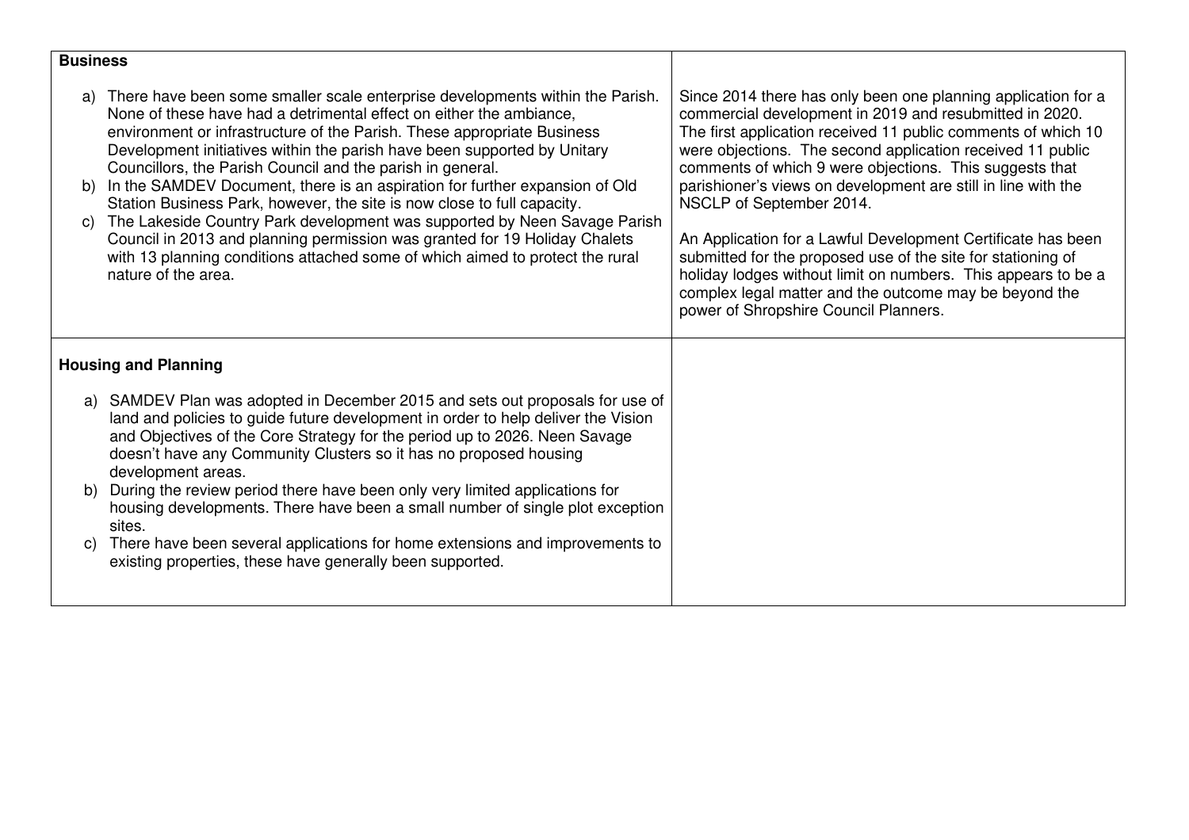| | |
|---|---|
| **Business**<br><br>a) There have been some smaller scale enterprise developments within the Parish. None of these have had a detrimental effect on either the ambiance, environment or infrastructure of the Parish. These appropriate Business Development initiatives within the parish have been supported by Unitary Councillors, the Parish Council and the parish in general.<br>b) In the SAMDEV Document, there is an aspiration for further expansion of Old Station Business Park, however, the site is now close to full capacity.<br>c) The Lakeside Country Park development was supported by Neen Savage Parish Council in 2013 and planning permission was granted for 19 Holiday Chalets with 13 planning conditions attached some of which aimed to protect the rural nature of the area. | Since 2014 there has only been one planning application for a commercial development in 2019 and resubmitted in 2020. The first application received 11 public comments of which 10 were objections. The second application received 11 public comments of which 9 were objections. This suggests that parishioner's views on development are still in line with the NSCLP of September 2014.<br><br>An Application for a Lawful Development Certificate has been submitted for the proposed use of the site for stationing of holiday lodges without limit on numbers. This appears to be a complex legal matter and the outcome may be beyond the power of Shropshire Council Planners. |
| **Housing and Planning**<br><br>a) SAMDEV Plan was adopted in December 2015 and sets out proposals for use of land and policies to guide future development in order to help deliver the Vision and Objectives of the Core Strategy for the period up to 2026. Neen Savage doesn't have any Community Clusters so it has no proposed housing development areas.<br>b) During the review period there have been only very limited applications for housing developments. There have been a small number of single plot exception sites.<br>c) There have been several applications for home extensions and improvements to existing properties, these have generally been supported. | |